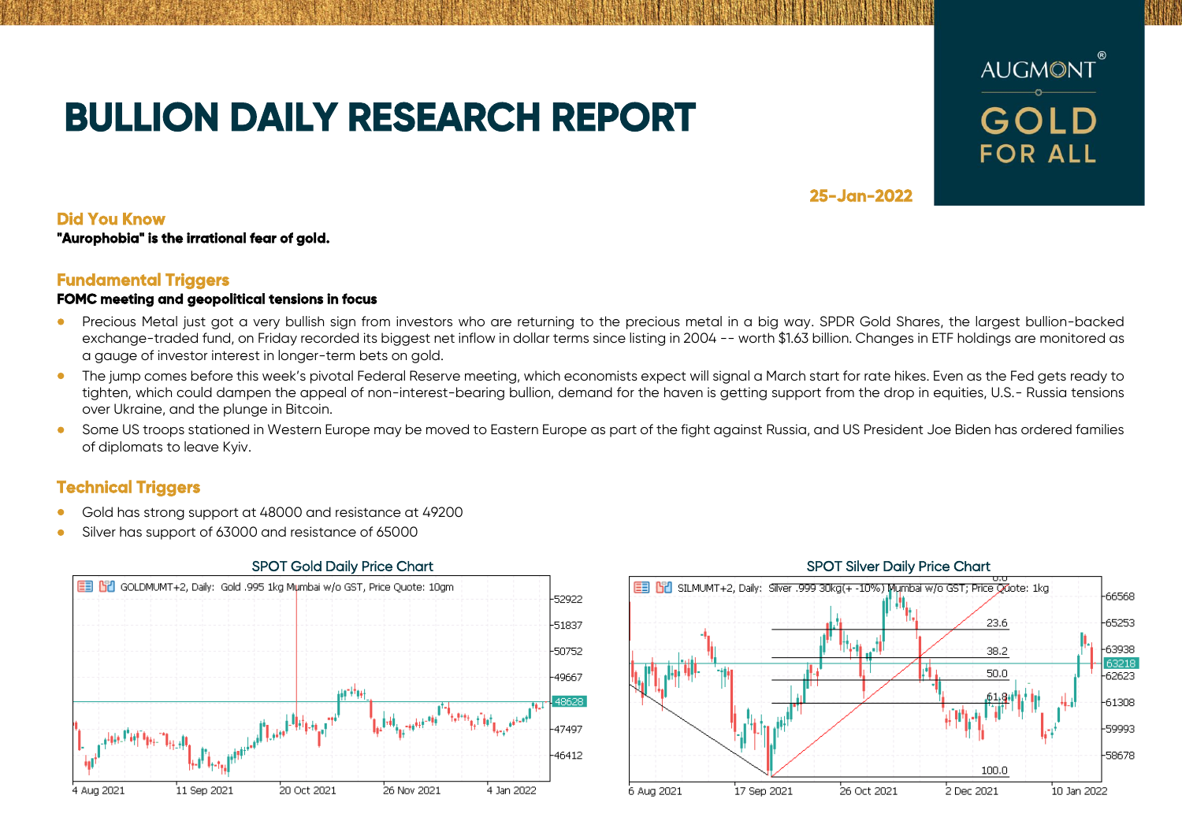# BULLION DAILY RESEARCH REPORT

AUGMONT GOLD FOR ALL

25-Jan-2022

## Did You Know

**"Aurophobia" is the irrational fear of gold.**

## Fundamental Triggers

**FOMC meeting and geopolitical tensions in focus**

- Precious Metal just got a very bullish sign from investors who are returning to the precious metal in a big way. SPDR Gold Shares, the largest bullion-backed exchange-traded fund, on Friday recorded its biggest net inflow in dollar terms since listing in 2004 -- worth $1.63 billion. Changes in ETF holdings are monitored as a gauge of investor interest in longer-term bets on gold.
- The jump comes before this week's pivotal Federal Reserve meeting, which economists expect will signal a March start for rate hikes. Even as the Fed gets ready to tighten, which could dampen the appeal of non-interest-bearing bullion, demand for the haven is getting support from the drop in equities, U.S.- Russia tensions over Ukraine, and the plunge in Bitcoin.
- Some US troops stationed in Western Europe may be moved to Eastern Europe as part of the fight against Russia, and US President Joe Biden has ordered families of diplomats to leave Kyiv.

## Technical Triggers

- Gold has strong support at 48000 and resistance at 49200
- Silver has support of 63000 and resistance of 65000

SPOT Gold Daily Price Chart

SPOT Silver Daily Price Chart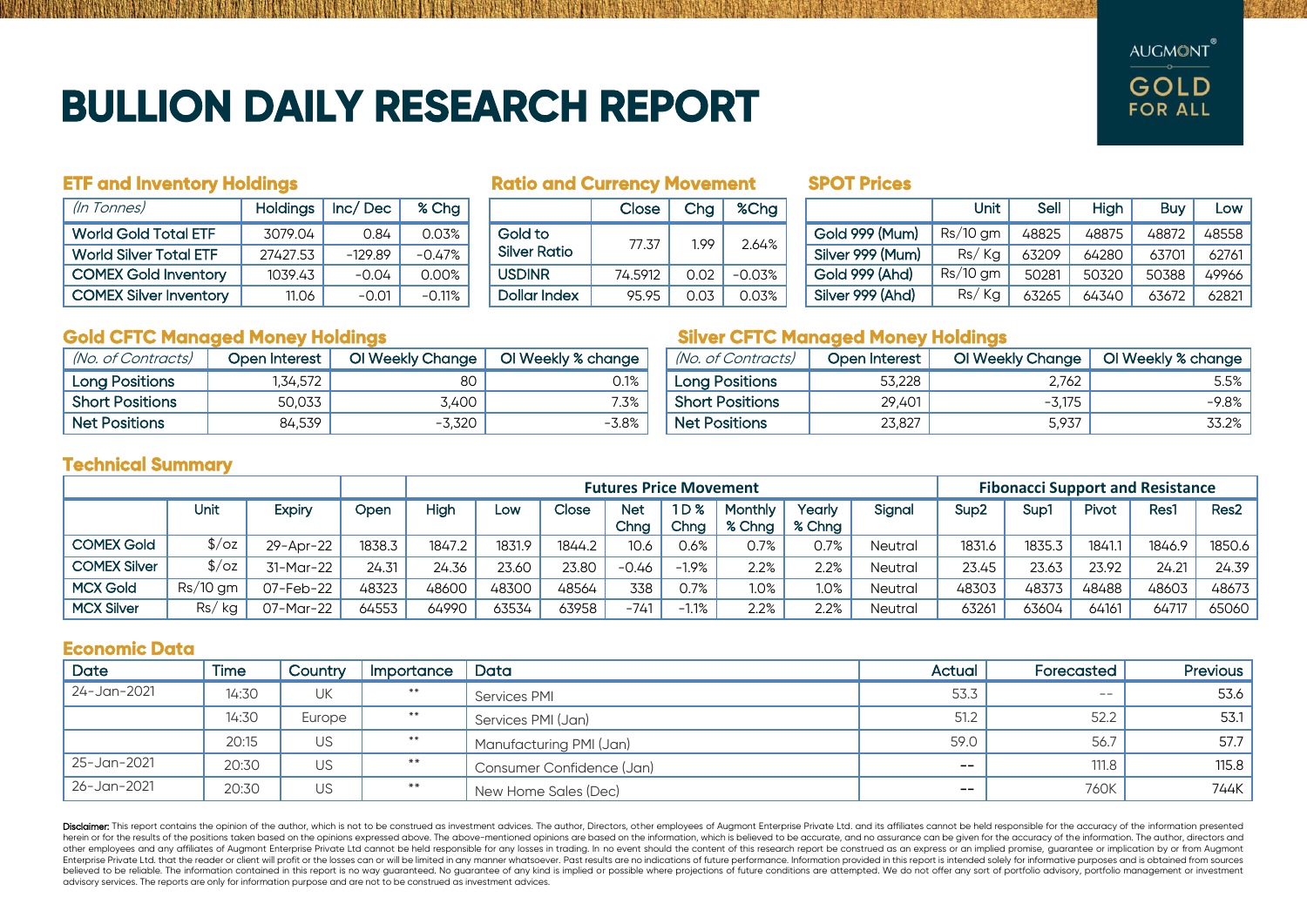# BULLION DAILY RESEARCH REPORT

AUGMONT GOLD FOR ALL

## ETF and Inventory Holdings

| *(In Tonnes)* | Holdings | Inc/ Dec | % Chg |
|---|---|---|---|
| World Gold Total ETF | 3079.04 | 0.84 | 0.03% |
| World Silver Total ETF | 27427.53 | -129.89 | -0.47% |
| COMEX Gold Inventory | 1039.43 | -0.04 | 0.00% |
| COMEX Silver Inventory | 11.06 | -0.01 | -0.11% |

## Ratio and Currency Movement

| | Close | Chg | %Chg |
|---|---|---|---|
| Gold to Silver Ratio | 77.37 | 1.99 | 2.64% |
| USDINR | 74.5912 | 0.02 | -0.03% |
| Dollar Index | 95.95 | 0.03 | 0.03% |

## SPOT Prices

| | Unit | Sell | High | Buy | Low |
|---|---|---|---|---|---|
| Gold 999 (Mum) | Rs/10 gm | 48825 | 48875 | 48872 | 48558 |
| Silver 999 (Mum) | Rs/ Kg | 63209 | 64280 | 63701 | 62761 |
| Gold 999 (Ahd) | Rs/10 gm | 50281 | 50320 | 50388 | 49966 |
| Silver 999 (Ahd) | Rs/ Kg | 63265 | 64340 | 63672 | 62821 |

## Gold CFTC Managed Money Holdings

| *(No. of Contracts)* | Open Interest | OI Weekly Change | OI Weekly % change |
|---|---|---|---|
| Long Positions | 1,34,572 | 80 | 0.1% |
| Short Positions | 50,033 | 3,400 | 7.3% |
| Net Positions | 84,539 | -3,320 | -3.8% |

## Silver CFTC Managed Money Holdings

| *(No. of Contracts)* | Open Interest | OI Weekly Change | OI Weekly % change |
|---|---|---|---|
| Long Positions | 53,228 | 2,762 | 5.5% |
| Short Positions | 29,401 | -3,175 | -9.8% |
| Net Positions | 23,827 | 5,937 | 33.2% |

## Technical Summary

| | | | | Futures Price Movement | | | | | | | | Fibonacci Support and Resistance | | | | |
|---|---|---|---|---|---|---|---|---|---|---|---|---|---|---|---|---|
| | Unit | Expiry | Open | High | Low | Close | Net Chng | 1 D % Chng | Monthly % Chng | Yearly % Chng | Signal | Sup2 | Sup1 | Pivot | Res1 | Res2 |
| COMEX Gold | $/oz | 29-Apr-22 | 1838.3 | 1847.2 | 1831.9 | 1844.2 | 10.6 | 0.6% | 0.7% | 0.7% | Neutral | 1831.6 | 1835.3 | 1841.1 | 1846.9 | 1850.6 |
| COMEX Silver | $/oz | 31-Mar-22 | 24.31 | 24.36 | 23.60 | 23.80 | -0.46 | -1.9% | 2.2% | 2.2% | Neutral | 23.45 | 23.63 | 23.92 | 24.21 | 24.39 |
| MCX Gold | Rs/10 gm | 07-Feb-22 | 48323 | 48600 | 48300 | 48564 | 338 | 0.7% | 1.0% | 1.0% | Neutral | 48303 | 48373 | 48488 | 48603 | 48673 |
| MCX Silver | Rs/ kg | 07-Mar-22 | 64553 | 64990 | 63534 | 63958 | -741 | -1.1% | 2.2% | 2.2% | Neutral | 63261 | 63604 | 64161 | 64717 | 65060 |

## Economic Data

| Date | Time | Country | Importance | Data | Actual | Forecasted | Previous |
|---|---|---|---|---|---|---|---|
| 24-Jan-2021 | 14:30 | UK | ** | Services PMI | 53.3 | -- | 53.6 |
| | 14:30 | Europe | ** | Services PMI (Jan) | 51.2 | 52.2 | 53.1 |
| | 20:15 | US | ** | Manufacturing PMI (Jan) | 59.0 | 56.7 | 57.7 |
| 25-Jan-2021 | 20:30 | US | ** | Consumer Confidence (Jan) | -- | 111.8 | 115.8 |
| 26-Jan-2021 | 20:30 | US | ** | New Home Sales (Dec) | -- | 760K | 744K |

**Disclaimer:** This report contains the opinion of the author, which is not to be construed as investment advices. The author, Directors, other employees of Augmont Enterprise Private Ltd. and its affiliates cannot be held responsible for the accuracy of the information presented herein or for the results of the positions taken based on the opinions expressed above. The above-mentioned opinions are based on the information, which is believed to be accurate, and no assurance can be given for the accuracy of the information. The author, directors and other employees and any affiliates of Augmont Enterprise Private Ltd cannot be held responsible for any losses in trading. In no event should the content of this research report be construed as an express or an implied promise, guarantee or implication by or from Augmont Enterprise Private Ltd. that the reader or client will profit or the losses can or will be limited in any manner whatsoever. Past results are no indications of future performance. Information provided in this report is intended solely for informative purposes and is obtained from sources believed to be reliable. The information contained in this report is no way guaranteed. No guarantee of any kind is implied or possible where projections of future conditions are attempted. We do not offer any sort of portfolio advisory, portfolio management or investment advisory services. The reports are only for information purpose and are not to be construed as investment advices.